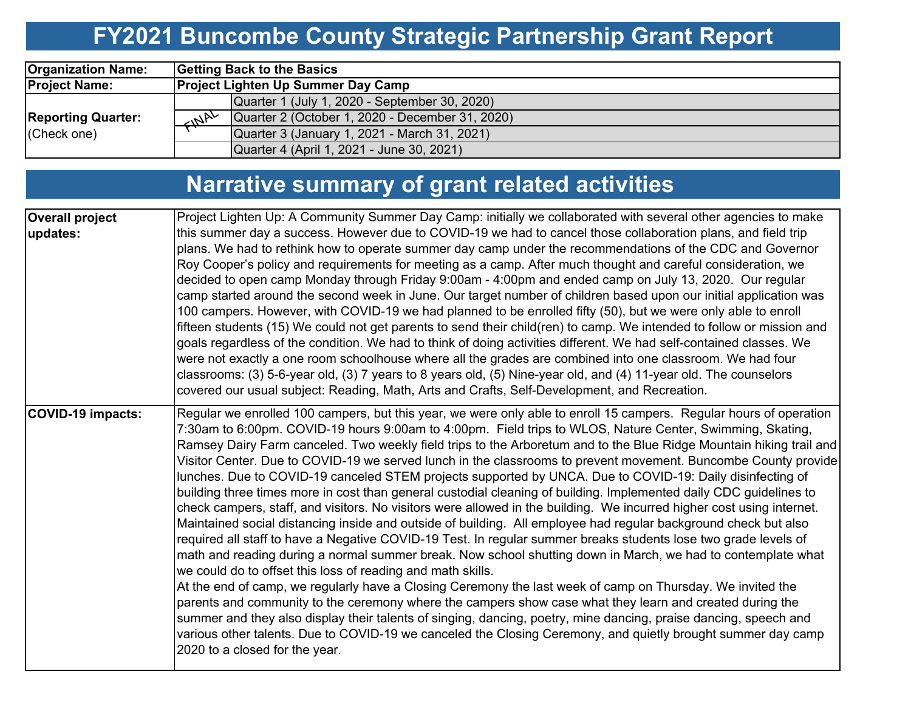# FY2021 Buncombe County Strategic Partnership Grant Report

| | | |
|---|---|---|
| **Organization Name:** | **Getting Back to the Basics** | |
| **Project Name:** | **Project Lighten Up Summer Day Camp** | |
| **Reporting Quarter:** (Check one) | | Quarter 1 (July 1, 2020 - September 30, 2020) |
| | FINAL | Quarter 2 (October 1, 2020 - December 31, 2020) |
| | | Quarter 3 (January 1, 2021 - March 31, 2021) |
| | | Quarter 4 (April 1, 2021 - June 30, 2021) |

# Narrative summary of grant related activities

| | |
|---|---|
| **Overall project updates:** | Project Lighten Up: A Community Summer Day Camp: initially we collaborated with several other agencies to make this summer day a success. However due to COVID-19 we had to cancel those collaboration plans, and field trip plans. We had to rethink how to operate summer day camp under the recommendations of the CDC and Governor Roy Cooper's policy and requirements for meeting as a camp. After much thought and careful consideration, we decided to open camp Monday through Friday 9:00am - 4:00pm and ended camp on July 13, 2020. Our regular camp started around the second week in June. Our target number of children based upon our initial application was 100 campers. However, with COVID-19 we had planned to be enrolled fifty (50), but we were only able to enroll fifteen students (15) We could not get parents to send their child(ren) to camp. We intended to follow or mission and goals regardless of the condition. We had to think of doing activities different. We had self-contained classes. We were not exactly a one room schoolhouse where all the grades are combined into one classroom. We had four classrooms: (3) 5-6-year old, (3) 7 years to 8 years old, (5) Nine-year old, and (4) 11-year old. The counselors covered our usual subject: Reading, Math, Arts and Crafts, Self-Development, and Recreation. |
| **COVID-19 impacts:** | Regular we enrolled 100 campers, but this year, we were only able to enroll 15 campers. Regular hours of operation 7:30am to 6:00pm. COVID-19 hours 9:00am to 4:00pm. Field trips to WLOS, Nature Center, Swimming, Skating, Ramsey Dairy Farm canceled. Two weekly field trips to the Arboretum and to the Blue Ridge Mountain hiking trail and Visitor Center. Due to COVID-19 we served lunch in the classrooms to prevent movement. Buncombe County provide lunches. Due to COVID-19 canceled STEM projects supported by UNCA. Due to COVID-19: Daily disinfecting of building three times more in cost than general custodial cleaning of building. Implemented daily CDC guidelines to check campers, staff, and visitors. No visitors were allowed in the building. We incurred higher cost using internet. Maintained social distancing inside and outside of building. All employee had regular background check but also required all staff to have a Negative COVID-19 Test. In regular summer breaks students lose two grade levels of math and reading during a normal summer break. Now school shutting down in March, we had to contemplate what we could do to offset this loss of reading and math skills.<br>At the end of camp, we regularly have a Closing Ceremony the last week of camp on Thursday. We invited the parents and community to the ceremony where the campers show case what they learn and created during the summer and they also display their talents of singing, dancing, poetry, mine dancing, praise dancing, speech and various other talents. Due to COVID-19 we canceled the Closing Ceremony, and quietly brought summer day camp 2020 to a closed for the year. |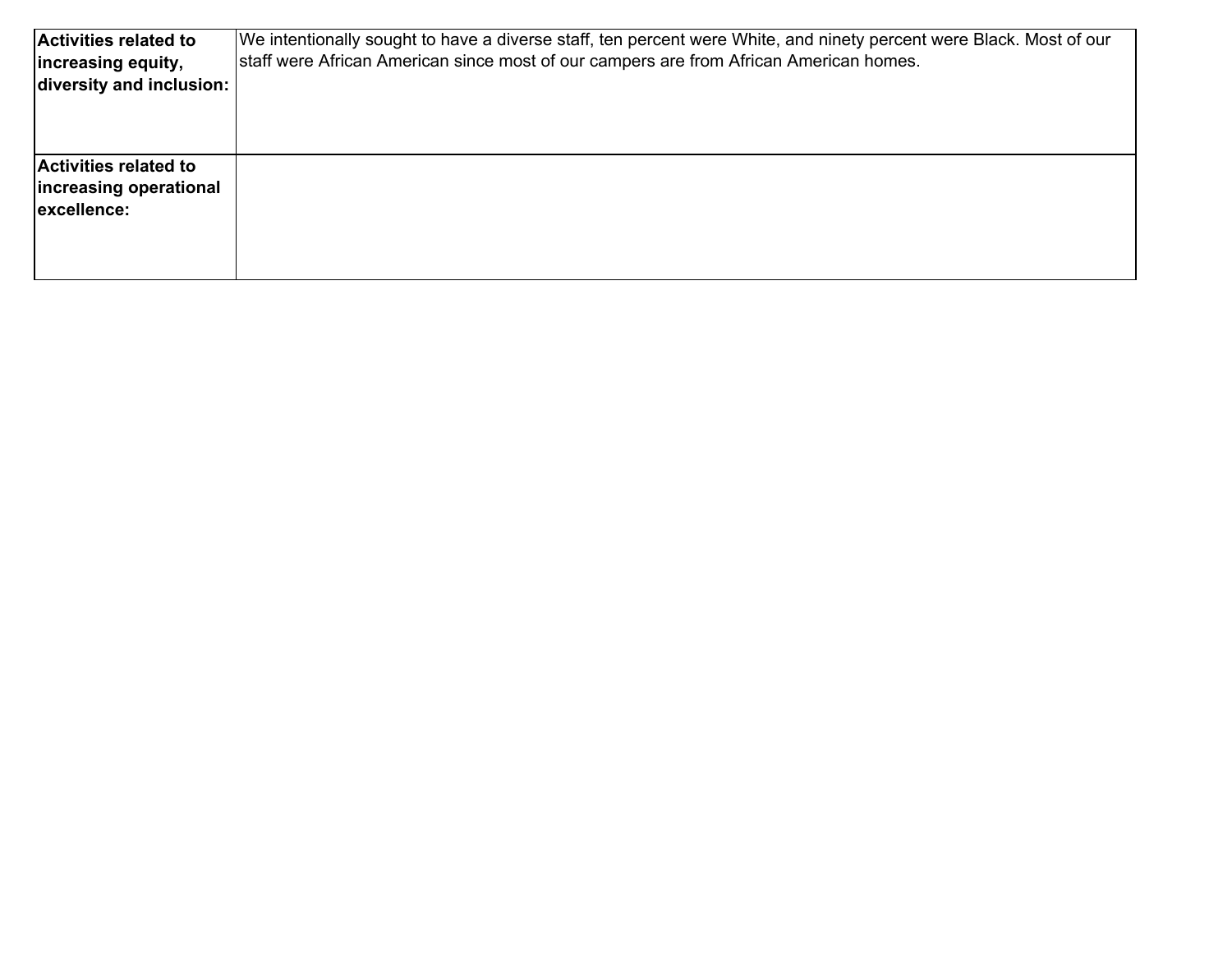| | |
|---|---|
| **Activities related to increasing equity, diversity and inclusion:** | We intentionally sought to have a diverse staff, ten percent were White, and ninety percent were Black. Most of our staff were African American since most of our campers are from African American homes. |
| **Activities related to increasing operational excellence:** | |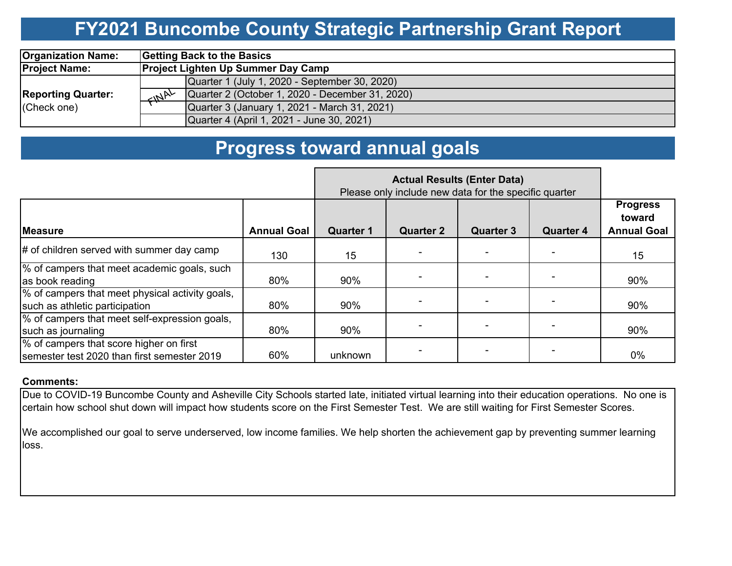# FY2021 Buncombe County Strategic Partnership Grant Report

| | | |
|---|---|---|
| **Organization Name:** | **Getting Back to the Basics** | |
| **Project Name:** | **Project Lighten Up Summer Day Camp** | |
| **Reporting Quarter:** (Check one) | | Quarter 1 (July 1, 2020 - September 30, 2020) |
| | FINAL | Quarter 2 (October 1, 2020 - December 31, 2020) |
| | | Quarter 3 (January 1, 2021 - March 31, 2021) |
| | | Quarter 4 (April 1, 2021 - June 30, 2021) |

# Progress toward annual goals

| | | **Actual Results (Enter Data)** Please only include new data for the specific quarter | | | | |
|---|---|---|---|---|---|---|
| **Measure** | **Annual Goal** | **Quarter 1** | **Quarter 2** | **Quarter 3** | **Quarter 4** | **Progress toward Annual Goal** |
| # of children served with summer day camp | 130 | 15 | - | - | - | 15 |
| % of campers that meet academic goals, such as book reading | 80% | 90% | - | - | - | 90% |
| % of campers that meet physical activity goals, such as athletic participation | 80% | 90% | - | - | - | 90% |
| % of campers that meet self-expression goals, such as journaling | 80% | 90% | - | - | - | 90% |
| % of campers that score higher on first semester test 2020 than first semester 2019 | 60% | unknown | - | - | - | 0% |

**Comments:**

Due to COVID-19 Buncombe County and Asheville City Schools started late, initiated virtual learning into their education operations. No one is certain how school shut down will impact how students score on the First Semester Test. We are still waiting for First Semester Scores.

We accomplished our goal to serve underserved, low income families. We help shorten the achievement gap by preventing summer learning loss.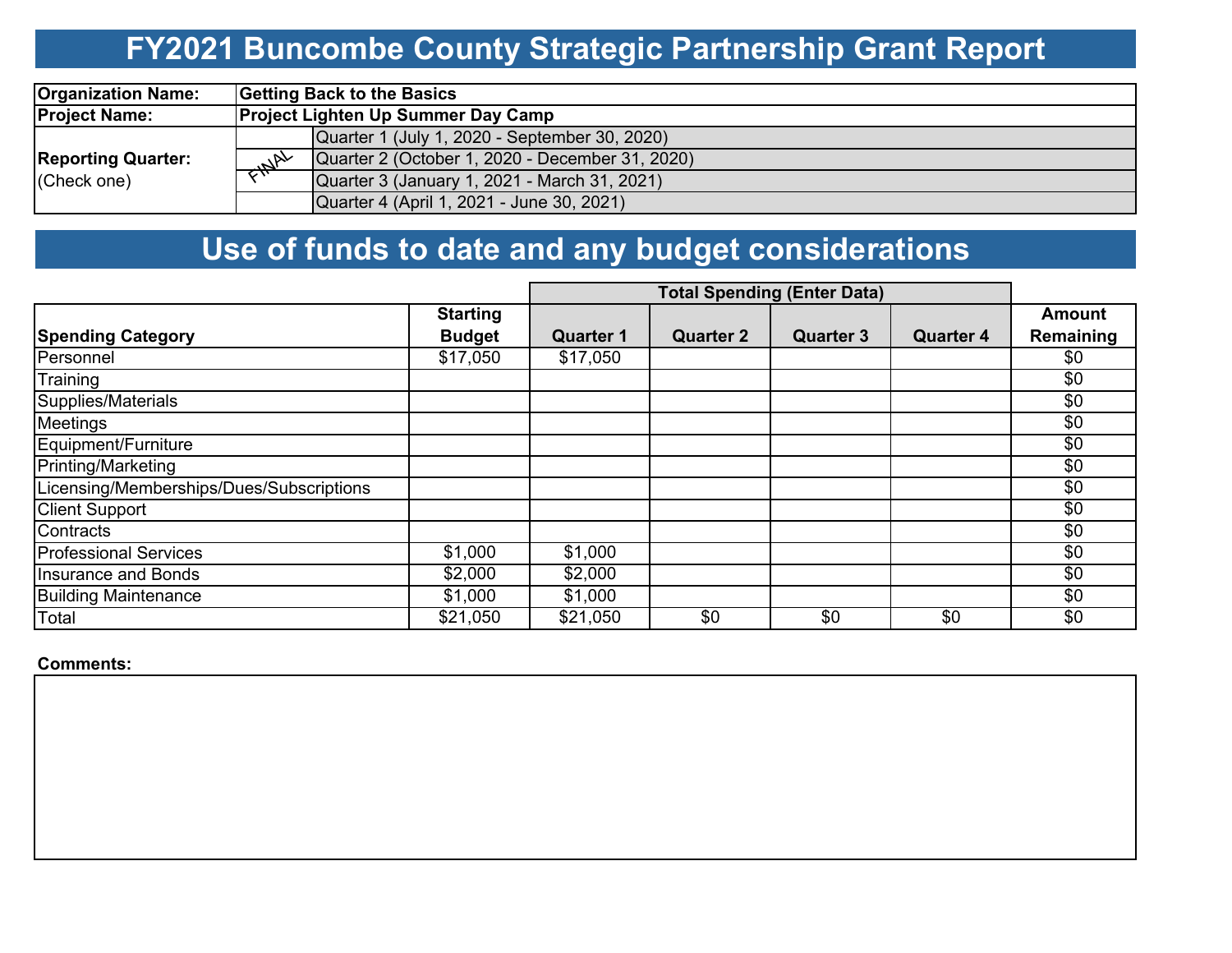# FY2021 Buncombe County Strategic Partnership Grant Report

| | | |
|---|---|---|
| **Organization Name:** | **Getting Back to the Basics** | |
| **Project Name:** | **Project Lighten Up Summer Day Camp** | |
| **Reporting Quarter:** (Check one) | | Quarter 1 (July 1, 2020 - September 30, 2020) |
| | FINAL | Quarter 2 (October 1, 2020 - December 31, 2020) |
| | | Quarter 3 (January 1, 2021 - March 31, 2021) |
| | | Quarter 4 (April 1, 2021 - June 30, 2021) |

## Use of funds to date and any budget considerations

| | | Total Spending (Enter Data) | | | | |
|---|---|---|---|---|---|---|
| **Spending Category** | **Starting Budget** | **Quarter 1** | **Quarter 2** | **Quarter 3** | **Quarter 4** | **Amount Remaining** |
| Personnel | $17,050 | $17,050 | | | | $0 |
| Training | | | | | | $0 |
| Supplies/Materials | | | | | | $0 |
| Meetings | | | | | | $0 |
| Equipment/Furniture | | | | | | $0 |
| Printing/Marketing | | | | | | $0 |
| Licensing/Memberships/Dues/Subscriptions | | | | | | $0 |
| Client Support | | | | | | $0 |
| Contracts | | | | | | $0 |
| Professional Services | $1,000 | $1,000 | | | | $0 |
| Insurance and Bonds | $2,000 | $2,000 | | | | $0 |
| Building Maintenance | $1,000 | $1,000 | | | | $0 |
| Total | $21,050 | $21,050 | $0 | $0 | $0 | $0 |

**Comments:**